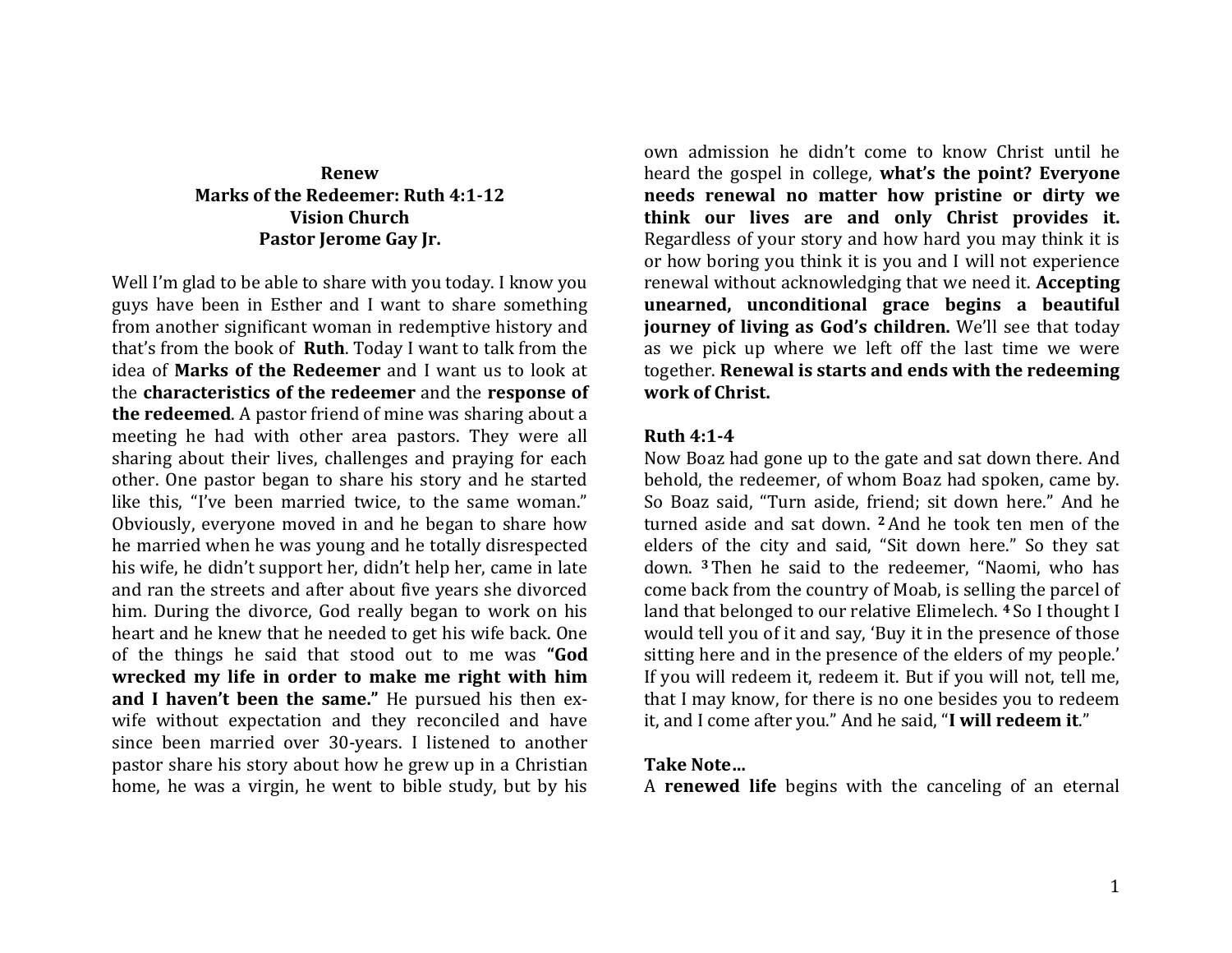**Renew**
**Marks of the Redeemer: Ruth 4:1-12**
**Vision Church**
**Pastor Jerome Gay Jr.**

Well I'm glad to be able to share with you today. I know you guys have been in Esther and I want to share something from another significant woman in redemptive history and that's from the book of **Ruth**. Today I want to talk from the idea of **Marks of the Redeemer** and I want us to look at the **characteristics of the redeemer** and the **response of the redeemed**. A pastor friend of mine was sharing about a meeting he had with other area pastors. They were all sharing about their lives, challenges and praying for each other. One pastor began to share his story and he started like this, "I've been married twice, to the same woman." Obviously, everyone moved in and he began to share how he married when he was young and he totally disrespected his wife, he didn't support her, didn't help her, came in late and ran the streets and after about five years she divorced him. During the divorce, God really began to work on his heart and he knew that he needed to get his wife back. One of the things he said that stood out to me was **"God wrecked my life in order to make me right with him and I haven't been the same."** He pursued his then ex-wife without expectation and they reconciled and have since been married over 30-years. I listened to another pastor share his story about how he grew up in a Christian home, he was a virgin, he went to bible study, but by his own admission he didn't come to know Christ until he heard the gospel in college, **what's the point? Everyone needs renewal no matter how pristine or dirty we think our lives are and only Christ provides it.** Regardless of your story and how hard you may think it is or how boring you think it is you and I will not experience renewal without acknowledging that we need it. **Accepting unearned, unconditional grace begins a beautiful journey of living as God's children.** We'll see that today as we pick up where we left off the last time we were together. **Renewal is starts and ends with the redeeming work of Christ.**

**Ruth 4:1-4**

Now Boaz had gone up to the gate and sat down there. And behold, the redeemer, of whom Boaz had spoken, came by. So Boaz said, "Turn aside, friend; sit down here." And he turned aside and sat down. **2** And he took ten men of the elders of the city and said, "Sit down here." So they sat down. **3** Then he said to the redeemer, "Naomi, who has come back from the country of Moab, is selling the parcel of land that belonged to our relative Elimelech. **4** So I thought I would tell you of it and say, 'Buy it in the presence of those sitting here and in the presence of the elders of my people.' If you will redeem it, redeem it. But if you will not, tell me, that I may know, for there is no one besides you to redeem it, and I come after you." And he said, "**I will redeem it**."

**Take Note…**

A **renewed life** begins with the canceling of an eternal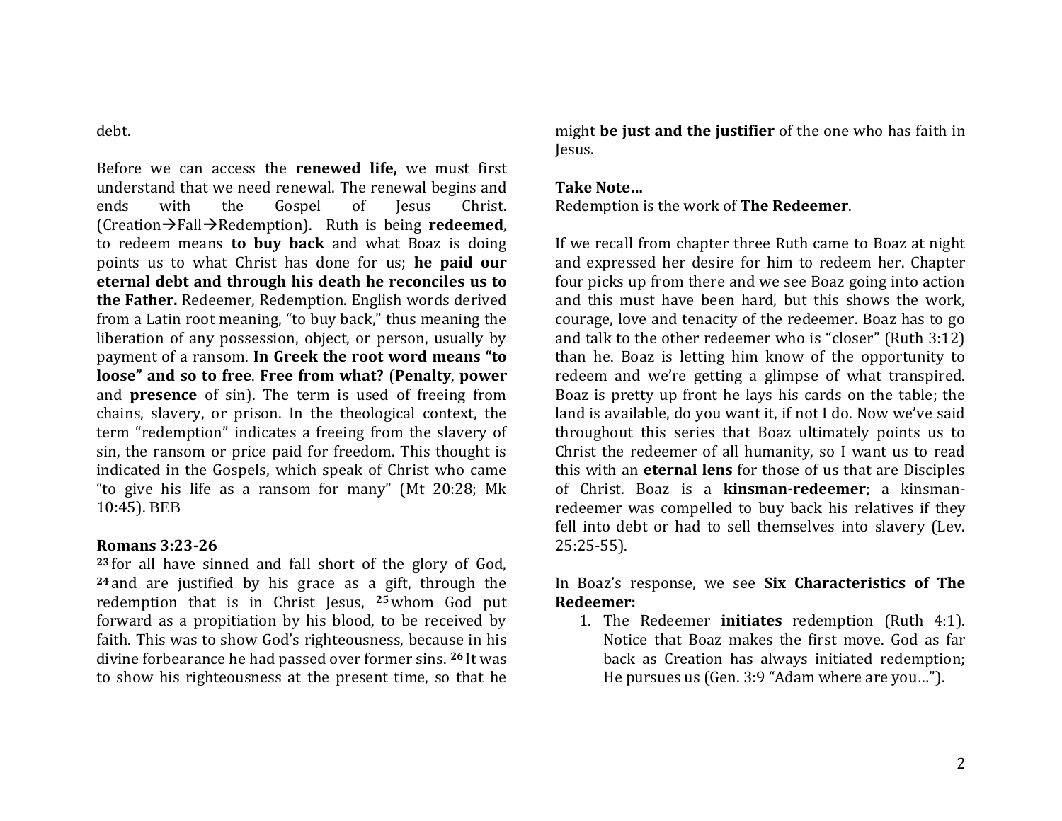debt.

Before we can access the **renewed life,** we must first understand that we need renewal. The renewal begins and ends with the Gospel of Jesus Christ. (Creation→Fall→Redemption). Ruth is being **redeemed**, to redeem means **to buy back** and what Boaz is doing points us to what Christ has done for us; **he paid our eternal debt and through his death he reconciles us to the Father.** Redeemer, Redemption. English words derived from a Latin root meaning, "to buy back," thus meaning the liberation of any possession, object, or person, usually by payment of a ransom. **In Greek the root word means "to loose" and so to free**. **Free from what?** (**Penalty**, **power** and **presence** of sin). The term is used of freeing from chains, slavery, or prison. In the theological context, the term "redemption" indicates a freeing from the slavery of sin, the ransom or price paid for freedom. This thought is indicated in the Gospels, which speak of Christ who came "to give his life as a ransom for many" (Mt 20:28; Mk 10:45). BEB

**Romans 3:23-26**

**23** for all have sinned and fall short of the glory of God, **24** and are justified by his grace as a gift, through the redemption that is in Christ Jesus, **25** whom God put forward as a propitiation by his blood, to be received by faith. This was to show God's righteousness, because in his divine forbearance he had passed over former sins. **26** It was to show his righteousness at the present time, so that he might **be just and the justifier** of the one who has faith in Jesus.

**Take Note…**
Redemption is the work of **The Redeemer**.

If we recall from chapter three Ruth came to Boaz at night and expressed her desire for him to redeem her. Chapter four picks up from there and we see Boaz going into action and this must have been hard, but this shows the work, courage, love and tenacity of the redeemer. Boaz has to go and talk to the other redeemer who is "closer" (Ruth 3:12) than he. Boaz is letting him know of the opportunity to redeem and we're getting a glimpse of what transpired. Boaz is pretty up front he lays his cards on the table; the land is available, do you want it, if not I do. Now we've said throughout this series that Boaz ultimately points us to Christ the redeemer of all humanity, so I want us to read this with an **eternal lens** for those of us that are Disciples of Christ. Boaz is a **kinsman-redeemer**; a kinsman-redeemer was compelled to buy back his relatives if they fell into debt or had to sell themselves into slavery (Lev. 25:25-55).

In Boaz's response, we see **Six Characteristics of The Redeemer:**

1. The Redeemer **initiates** redemption (Ruth 4:1). Notice that Boaz makes the first move. God as far back as Creation has always initiated redemption; He pursues us (Gen. 3:9 "Adam where are you…").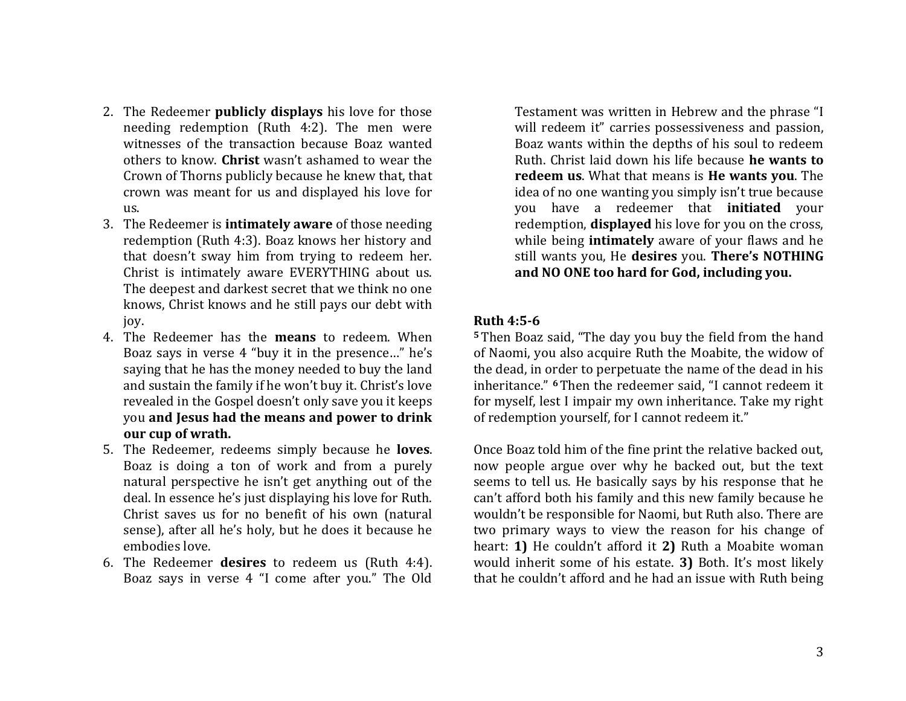2. The Redeemer **publicly displays** his love for those needing redemption (Ruth 4:2). The men were witnesses of the transaction because Boaz wanted others to know. **Christ** wasn't ashamed to wear the Crown of Thorns publicly because he knew that, that crown was meant for us and displayed his love for us.
3. The Redeemer is **intimately aware** of those needing redemption (Ruth 4:3). Boaz knows her history and that doesn't sway him from trying to redeem her. Christ is intimately aware EVERYTHING about us. The deepest and darkest secret that we think no one knows, Christ knows and he still pays our debt with joy.
4. The Redeemer has the **means** to redeem. When Boaz says in verse 4 "buy it in the presence…" he's saying that he has the money needed to buy the land and sustain the family if he won't buy it. Christ's love revealed in the Gospel doesn't only save you it keeps you **and Jesus had the means and power to drink our cup of wrath.**
5. The Redeemer, redeems simply because he **loves**. Boaz is doing a ton of work and from a purely natural perspective he isn't get anything out of the deal. In essence he's just displaying his love for Ruth. Christ saves us for no benefit of his own (natural sense), after all he's holy, but he does it because he embodies love.
6. The Redeemer **desires** to redeem us (Ruth 4:4). Boaz says in verse 4 "I come after you." The Old Testament was written in Hebrew and the phrase "I will redeem it" carries possessiveness and passion, Boaz wants within the depths of his soul to redeem Ruth. Christ laid down his life because **he wants to redeem us**. What that means is **He wants you**. The idea of no one wanting you simply isn't true because you have a redeemer that **initiated** your redemption, **displayed** his love for you on the cross, while being **intimately** aware of your flaws and he still wants you, He **desires** you. **There's NOTHING and NO ONE too hard for God, including you.**

**Ruth 4:5-6**

**5** Then Boaz said, "The day you buy the field from the hand of Naomi, you also acquire Ruth the Moabite, the widow of the dead, in order to perpetuate the name of the dead in his inheritance." **6** Then the redeemer said, "I cannot redeem it for myself, lest I impair my own inheritance. Take my right of redemption yourself, for I cannot redeem it."

Once Boaz told him of the fine print the relative backed out, now people argue over why he backed out, but the text seems to tell us. He basically says by his response that he can't afford both his family and this new family because he wouldn't be responsible for Naomi, but Ruth also. There are two primary ways to view the reason for his change of heart: **1)** He couldn't afford it **2)** Ruth a Moabite woman would inherit some of his estate. **3)** Both. It's most likely that he couldn't afford and he had an issue with Ruth being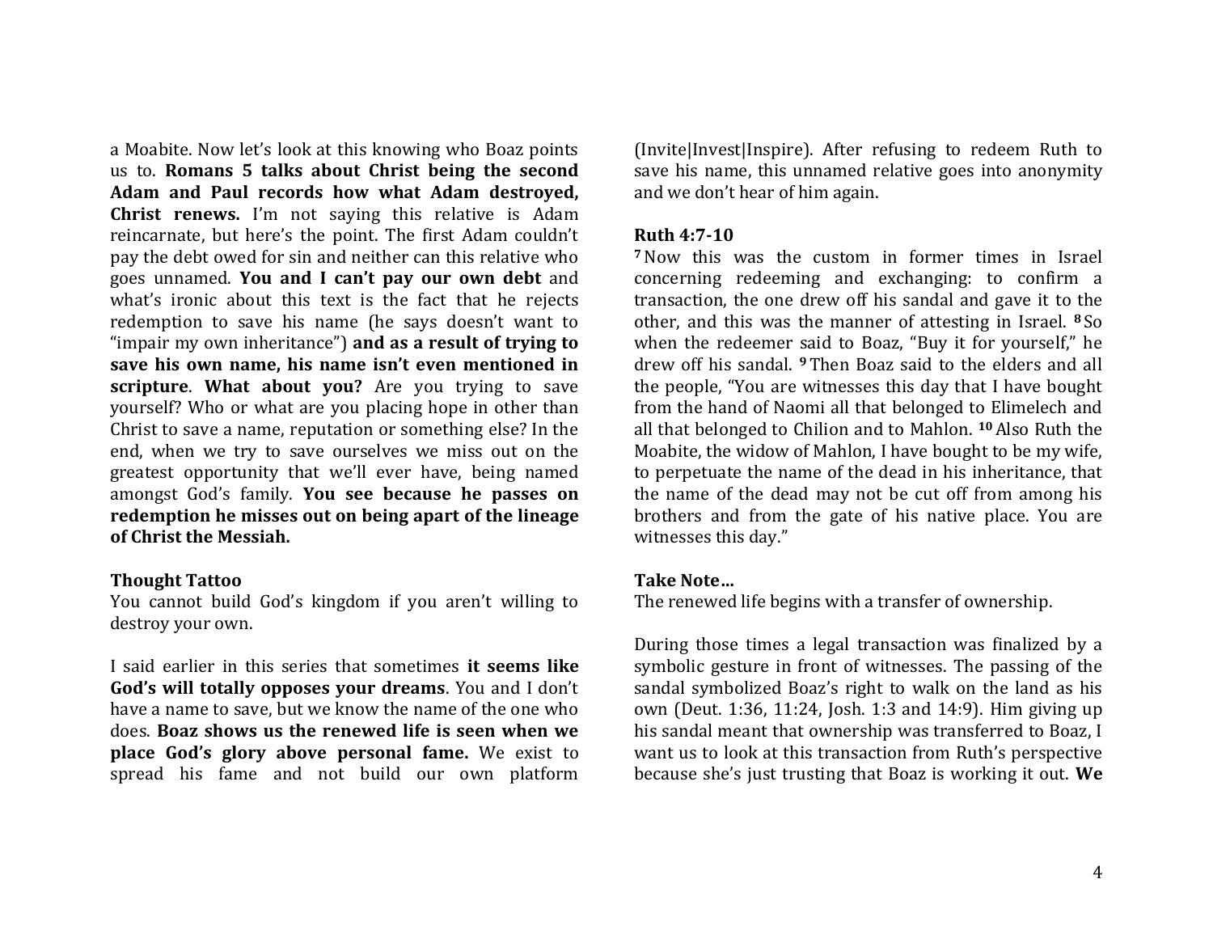a Moabite. Now let's look at this knowing who Boaz points us to. **Romans 5 talks about Christ being the second Adam and Paul records how what Adam destroyed, Christ renews.** I'm not saying this relative is Adam reincarnate, but here's the point. The first Adam couldn't pay the debt owed for sin and neither can this relative who goes unnamed. **You and I can't pay our own debt** and what's ironic about this text is the fact that he rejects redemption to save his name (he says doesn't want to "impair my own inheritance") **and as a result of trying to save his own name, his name isn't even mentioned in scripture**. **What about you?** Are you trying to save yourself? Who or what are you placing hope in other than Christ to save a name, reputation or something else? In the end, when we try to save ourselves we miss out on the greatest opportunity that we'll ever have, being named amongst God's family. **You see because he passes on redemption he misses out on being apart of the lineage of Christ the Messiah.**

**Thought Tattoo**
You cannot build God's kingdom if you aren't willing to destroy your own.

I said earlier in this series that sometimes **it seems like God's will totally opposes your dreams**. You and I don't have a name to save, but we know the name of the one who does. **Boaz shows us the renewed life is seen when we place God's glory above personal fame.** We exist to spread his fame and not build our own platform (Invite|Invest|Inspire). After refusing to redeem Ruth to save his name, this unnamed relative goes into anonymity and we don't hear of him again.

**Ruth 4:7-10**
**7** Now this was the custom in former times in Israel concerning redeeming and exchanging: to confirm a transaction, the one drew off his sandal and gave it to the other, and this was the manner of attesting in Israel. **8** So when the redeemer said to Boaz, "Buy it for yourself," he drew off his sandal. **9** Then Boaz said to the elders and all the people, "You are witnesses this day that I have bought from the hand of Naomi all that belonged to Elimelech and all that belonged to Chilion and to Mahlon. **10** Also Ruth the Moabite, the widow of Mahlon, I have bought to be my wife, to perpetuate the name of the dead in his inheritance, that the name of the dead may not be cut off from among his brothers and from the gate of his native place. You are witnesses this day."

**Take Note…**
The renewed life begins with a transfer of ownership.

During those times a legal transaction was finalized by a symbolic gesture in front of witnesses. The passing of the sandal symbolized Boaz's right to walk on the land as his own (Deut. 1:36, 11:24, Josh. 1:3 and 14:9). Him giving up his sandal meant that ownership was transferred to Boaz, I want us to look at this transaction from Ruth's perspective because she's just trusting that Boaz is working it out. **We**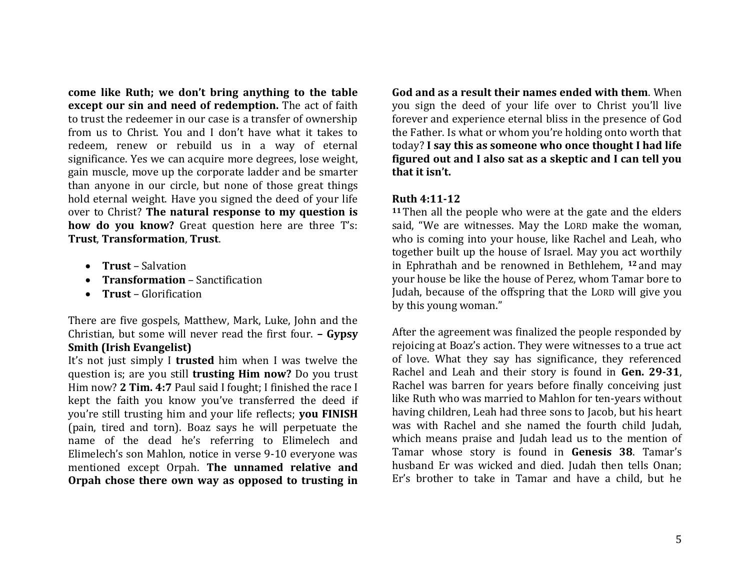**come like Ruth; we don't bring anything to the table except our sin and need of redemption.** The act of faith to trust the redeemer in our case is a transfer of ownership from us to Christ. You and I don't have what it takes to redeem, renew or rebuild us in a way of eternal significance. Yes we can acquire more degrees, lose weight, gain muscle, move up the corporate ladder and be smarter than anyone in our circle, but none of those great things hold eternal weight. Have you signed the deed of your life over to Christ? **The natural response to my question is how do you know?** Great question here are three T's: **Trust**, **Transformation**, **Trust**.

- **Trust** – Salvation
- **Transformation** – Sanctification
- **Trust** – Glorification

There are five gospels, Matthew, Mark, Luke, John and the Christian, but some will never read the first four. **– Gypsy Smith (Irish Evangelist)**
It's not just simply I **trusted** him when I was twelve the question is; are you still **trusting Him now?** Do you trust Him now? **2 Tim. 4:7** Paul said I fought; I finished the race I kept the faith you know you've transferred the deed if you're still trusting him and your life reflects; **you FINISH** (pain, tired and torn). Boaz says he will perpetuate the name of the dead he's referring to Elimelech and Elimelech's son Mahlon, notice in verse 9-10 everyone was mentioned except Orpah. **The unnamed relative and Orpah chose there own way as opposed to trusting in God and as a result their names ended with them**. When you sign the deed of your life over to Christ you'll live forever and experience eternal bliss in the presence of God the Father. Is what or whom you're holding onto worth that today? **I say this as someone who once thought I had life figured out and I also sat as a skeptic and I can tell you that it isn't.**

**Ruth 4:11-12**
**11** Then all the people who were at the gate and the elders said, "We are witnesses. May the LORD make the woman, who is coming into your house, like Rachel and Leah, who together built up the house of Israel. May you act worthily in Ephrathah and be renowned in Bethlehem, **12** and may your house be like the house of Perez, whom Tamar bore to Judah, because of the offspring that the LORD will give you by this young woman."

After the agreement was finalized the people responded by rejoicing at Boaz's action. They were witnesses to a true act of love. What they say has significance, they referenced Rachel and Leah and their story is found in **Gen. 29-31**, Rachel was barren for years before finally conceiving just like Ruth who was married to Mahlon for ten-years without having children, Leah had three sons to Jacob, but his heart was with Rachel and she named the fourth child Judah, which means praise and Judah lead us to the mention of Tamar whose story is found in **Genesis 38**. Tamar's husband Er was wicked and died. Judah then tells Onan; Er's brother to take in Tamar and have a child, but he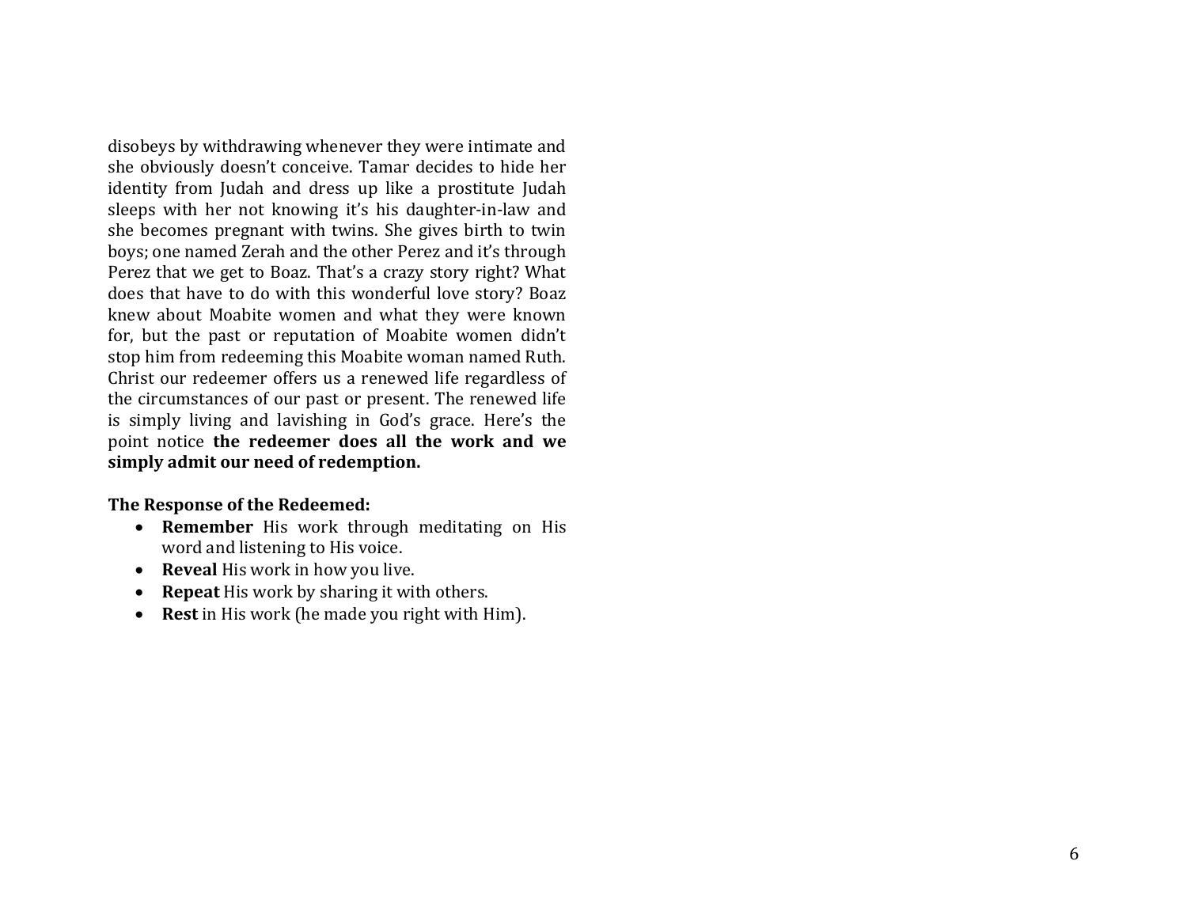disobeys by withdrawing whenever they were intimate and she obviously doesn't conceive. Tamar decides to hide her identity from Judah and dress up like a prostitute Judah sleeps with her not knowing it's his daughter-in-law and she becomes pregnant with twins. She gives birth to twin boys; one named Zerah and the other Perez and it's through Perez that we get to Boaz. That's a crazy story right? What does that have to do with this wonderful love story? Boaz knew about Moabite women and what they were known for, but the past or reputation of Moabite women didn't stop him from redeeming this Moabite woman named Ruth. Christ our redeemer offers us a renewed life regardless of the circumstances of our past or present. The renewed life is simply living and lavishing in God's grace. Here's the point notice **the redeemer does all the work and we simply admit our need of redemption.**

**The Response of the Redeemed:**

- **Remember** His work through meditating on His word and listening to His voice.
- **Reveal** His work in how you live.
- **Repeat** His work by sharing it with others.
- **Rest** in His work (he made you right with Him).